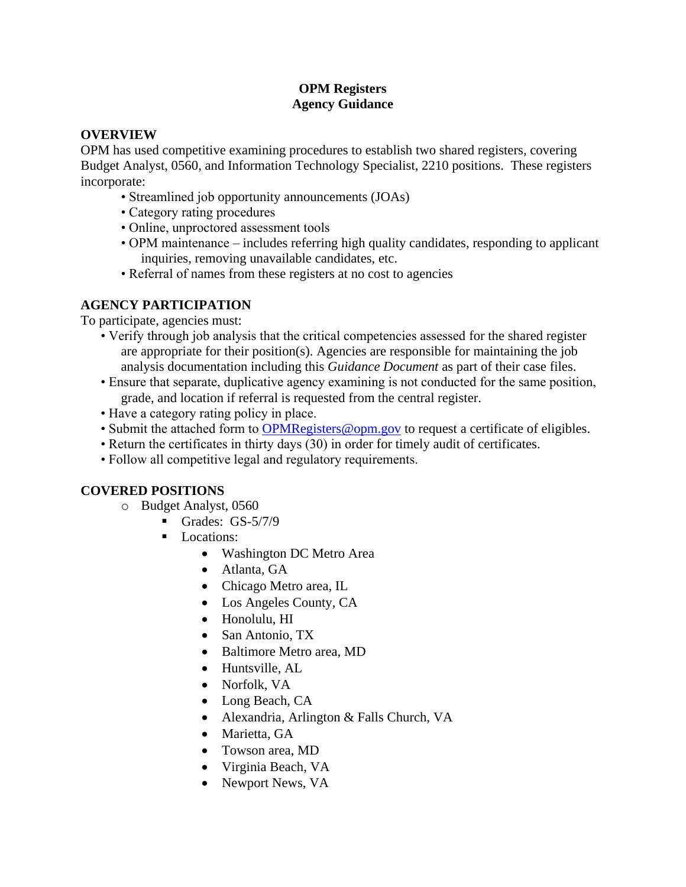# OPM Registers
## Agency Guidance

### OVERVIEW

OPM has used competitive examining procedures to establish two shared registers, covering Budget Analyst, 0560, and Information Technology Specialist, 2210 positions. These registers incorporate:

- Streamlined job opportunity announcements (JOAs)
- Category rating procedures
- Online, unproctored assessment tools
- OPM maintenance – includes referring high quality candidates, responding to applicant inquiries, removing unavailable candidates, etc.
- Referral of names from these registers at no cost to agencies

### AGENCY PARTICIPATION

To participate, agencies must:

- Verify through job analysis that the critical competencies assessed for the shared register are appropriate for their position(s). Agencies are responsible for maintaining the job analysis documentation including this *Guidance Document* as part of their case files.
- Ensure that separate, duplicative agency examining is not conducted for the same position, grade, and location if referral is requested from the central register.
- Have a category rating policy in place.
- Submit the attached form to OPMRegisters@opm.gov to request a certificate of eligibles.
- Return the certificates in thirty days (30) in order for timely audit of certificates.
- Follow all competitive legal and regulatory requirements.

### COVERED POSITIONS

- Budget Analyst, 0560
  - Grades: GS-5/7/9
  - Locations:
    - Washington DC Metro Area
    - Atlanta, GA
    - Chicago Metro area, IL
    - Los Angeles County, CA
    - Honolulu, HI
    - San Antonio, TX
    - Baltimore Metro area, MD
    - Huntsville, AL
    - Norfolk, VA
    - Long Beach, CA
    - Alexandria, Arlington & Falls Church, VA
    - Marietta, GA
    - Towson area, MD
    - Virginia Beach, VA
    - Newport News, VA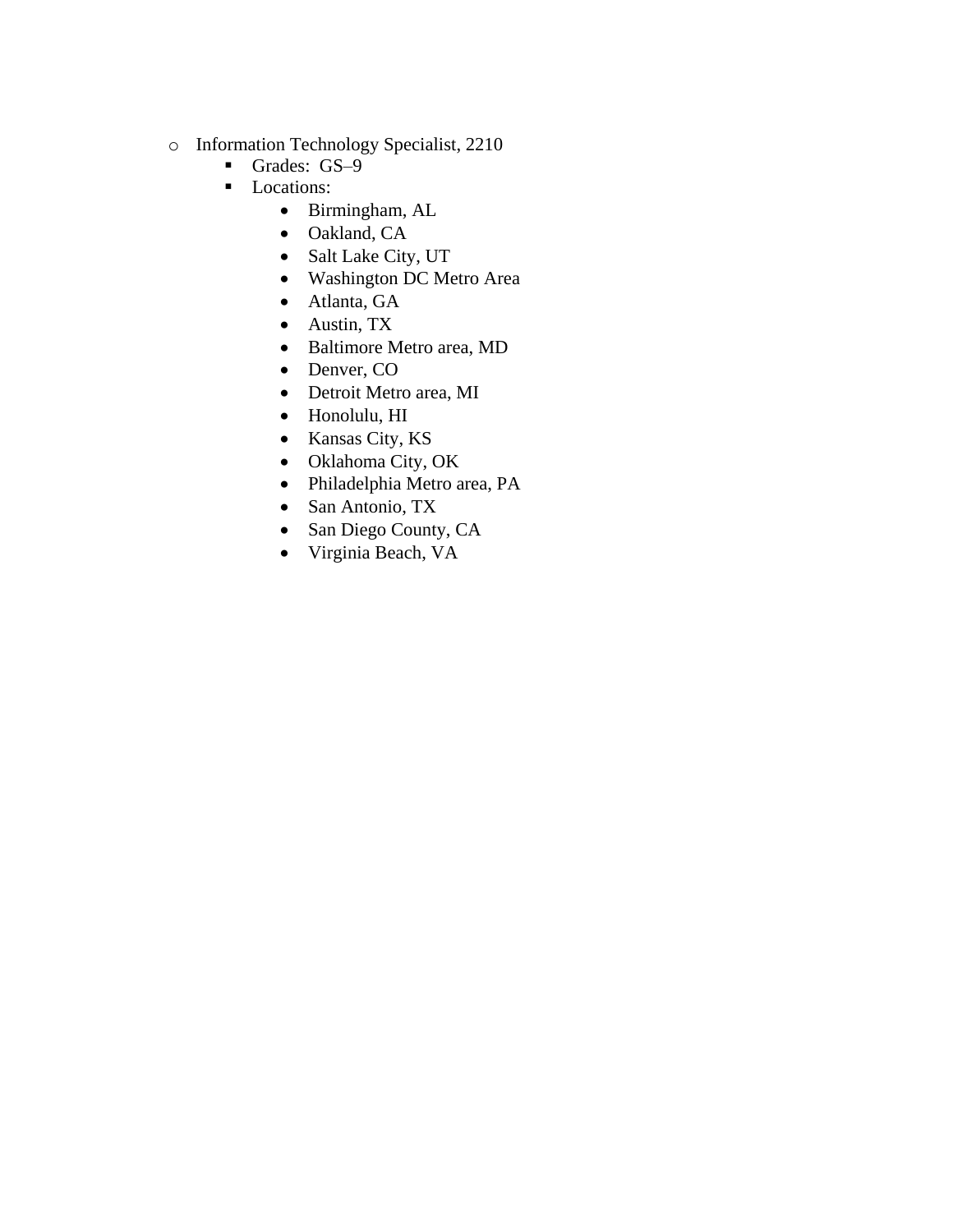- Information Technology Specialist, 2210
  - Grades: GS–9
  - Locations:
    - Birmingham, AL
    - Oakland, CA
    - Salt Lake City, UT
    - Washington DC Metro Area
    - Atlanta, GA
    - Austin, TX
    - Baltimore Metro area, MD
    - Denver, CO
    - Detroit Metro area, MI
    - Honolulu, HI
    - Kansas City, KS
    - Oklahoma City, OK
    - Philadelphia Metro area, PA
    - San Antonio, TX
    - San Diego County, CA
    - Virginia Beach, VA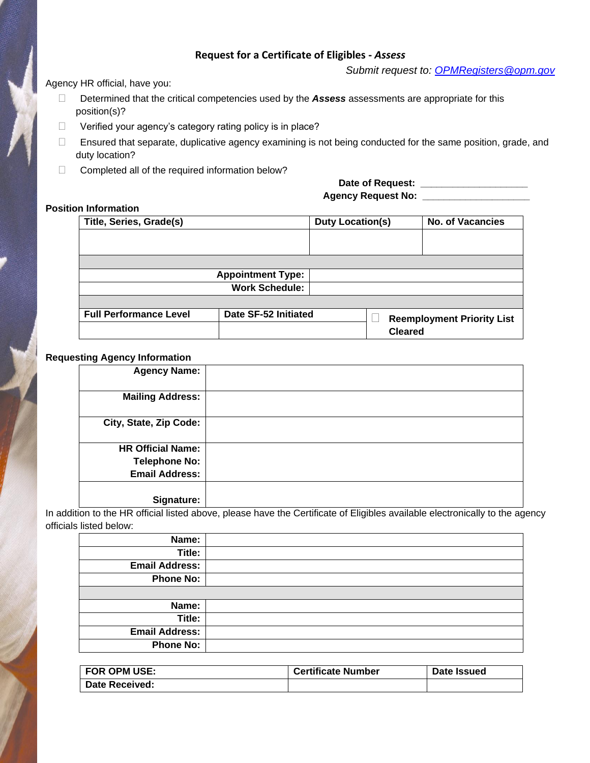# Request for a Certificate of Eligibles - *Assess*

*Submit request to: [OPMRegisters@opm.gov](mailto:OPMRegisters@opm.gov)*

Agency HR official, have you:

- ☐ Determined that the critical competencies used by the ***Assess*** assessments are appropriate for this position(s)?
- ☐ Verified your agency's category rating policy is in place?
- ☐ Ensured that separate, duplicative agency examining is not being conducted for the same position, grade, and duty location?
- ☐ Completed all of the required information below?

**Date of Request:** ____________________

**Agency Request No:** ____________________

**Position Information**

| Title, Series, Grade(s) | Duty Location(s) | No. of Vacancies |
|---|---|---|
| | | |

| | |
|---|---|
| **Appointment Type:** | |
| **Work Schedule:** | |

| Full Performance Level | Date SF-52 Initiated | ☐ Reemployment Priority List Cleared |
|---|---|---|
| | | |

**Requesting Agency Information**

| | |
|---|---|
| **Agency Name:** | |
| **Mailing Address:** | |
| **City, State, Zip Code:** | |
| **HR Official Name:** <br> **Telephone No:** <br> **Email Address:** | |
| **Signature:** | |

In addition to the HR official listed above, please have the Certificate of Eligibles available electronically to the agency officials listed below:

| | |
|---|---|
| **Name:** | |
| **Title:** | |
| **Email Address:** | |
| **Phone No:** | |
| | |
| **Name:** | |
| **Title:** | |
| **Email Address:** | |
| **Phone No:** | |

| FOR OPM USE: | Certificate Number | Date Issued |
|---|---|---|
| **Date Received:** | | |